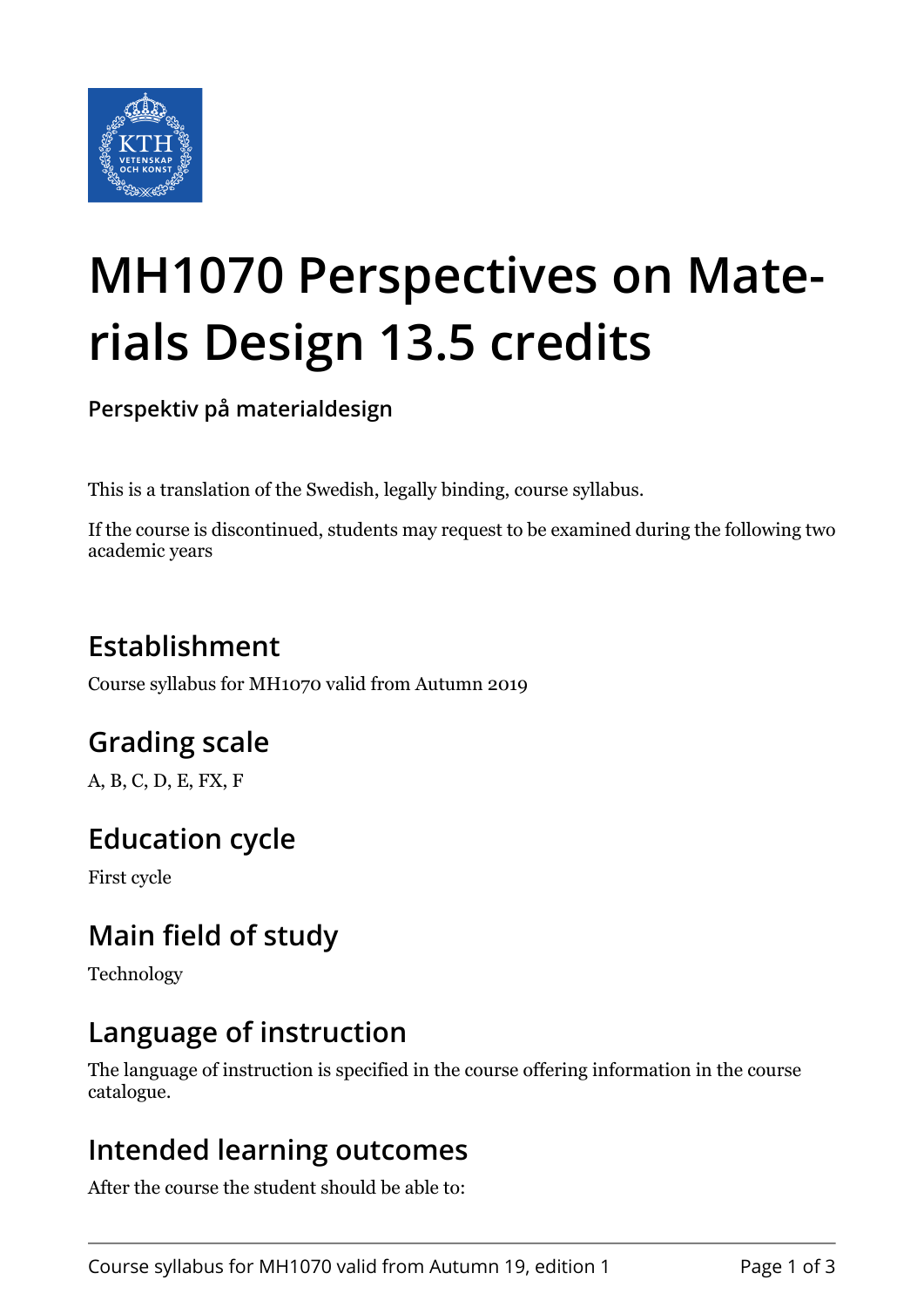# MH1070 Perspectives on Materials Design 13.5 credits

**Perspektiv på materialdesign**

This is a translation of the Swedish, legally binding, course syllabus.

If the course is discontinued, students may request to be examined during the following two academic years

## Establishment

Course syllabus for MH1070 valid from Autumn 2019

## Grading scale

A, B, C, D, E, FX, F

## Education cycle

First cycle

## Main field of study

Technology

## Language of instruction

The language of instruction is specified in the course offering information in the course catalogue.

## Intended learning outcomes

After the course the student should be able to: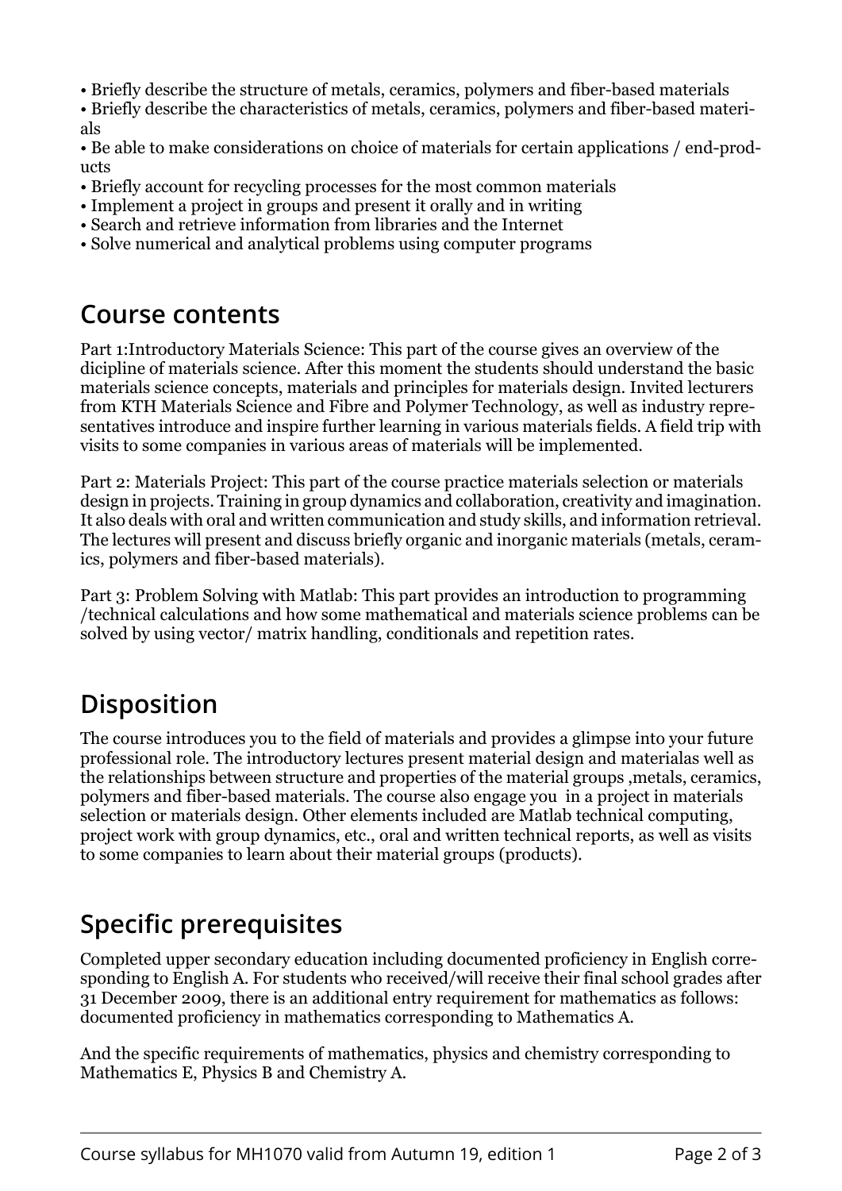- Briefly describe the structure of metals, ceramics, polymers and fiber-based materials
- Briefly describe the characteristics of metals, ceramics, polymers and fiber-based materials
- Be able to make considerations on choice of materials for certain applications / end-products
- Briefly account for recycling processes for the most common materials
- Implement a project in groups and present it orally and in writing
- Search and retrieve information from libraries and the Internet
- Solve numerical and analytical problems using computer programs

## Course contents

Part 1:Introductory Materials Science: This part of the course gives an overview of the dicipline of materials science. After this moment the students should understand the basic materials science concepts, materials and principles for materials design. Invited lecturers from KTH Materials Science and Fibre and Polymer Technology, as well as industry representatives introduce and inspire further learning in various materials fields. A field trip with visits to some companies in various areas of materials will be implemented.

Part 2: Materials Project: This part of the course practice materials selection or materials design in projects. Training in group dynamics and collaboration, creativity and imagination. It also deals with oral and written communication and study skills, and information retrieval. The lectures will present and discuss briefly organic and inorganic materials (metals, ceramics, polymers and fiber-based materials).

Part 3: Problem Solving with Matlab: This part provides an introduction to programming /technical calculations and how some mathematical and materials science problems can be solved by using vector/ matrix handling, conditionals and repetition rates.

## Disposition

The course introduces you to the field of materials and provides a glimpse into your future professional role. The introductory lectures present material design and materialas well as the relationships between structure and properties of the material groups ,metals, ceramics, polymers and fiber-based materials. The course also engage you  in a project in materials selection or materials design. Other elements included are Matlab technical computing, project work with group dynamics, etc., oral and written technical reports, as well as visits to some companies to learn about their material groups (products).

## Specific prerequisites

Completed upper secondary education including documented proficiency in English corresponding to English A. For students who received/will receive their final school grades after 31 December 2009, there is an additional entry requirement for mathematics as follows: documented proficiency in mathematics corresponding to Mathematics A.

And the specific requirements of mathematics, physics and chemistry corresponding to Mathematics E, Physics B and Chemistry A.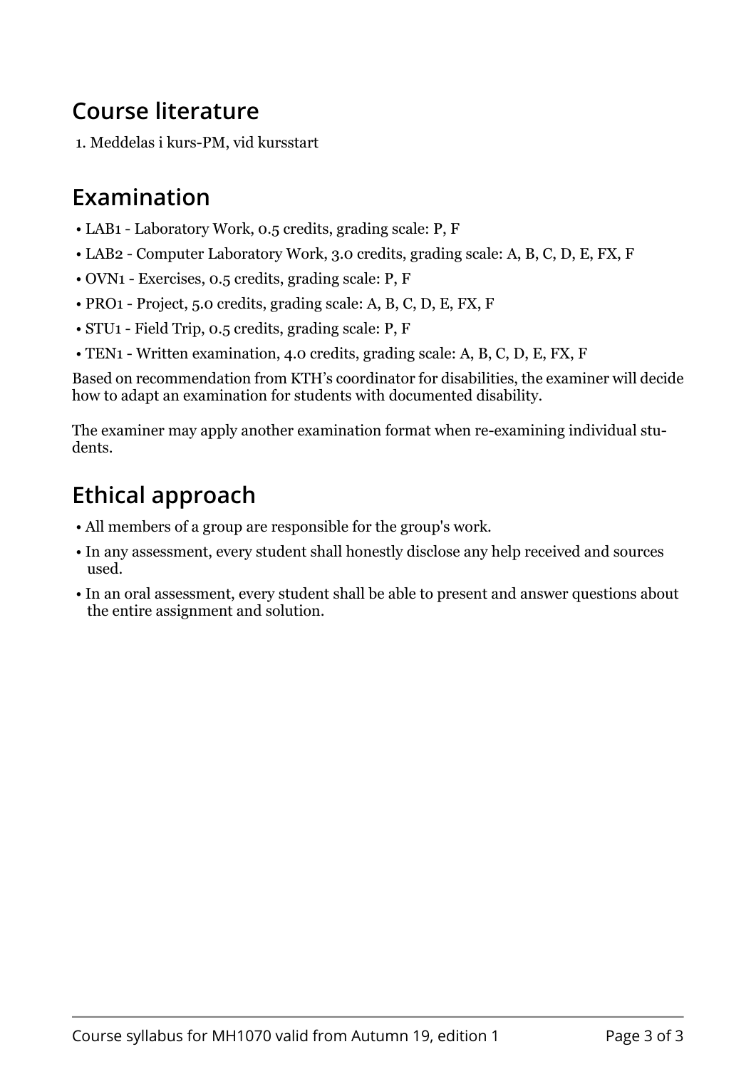## Course literature

1. Meddelas i kurs-PM, vid kursstart

## Examination

- LAB1 - Laboratory Work, 0.5 credits, grading scale: P, F
- LAB2 - Computer Laboratory Work, 3.0 credits, grading scale: A, B, C, D, E, FX, F
- OVN1 - Exercises, 0.5 credits, grading scale: P, F
- PRO1 - Project, 5.0 credits, grading scale: A, B, C, D, E, FX, F
- STU1 - Field Trip, 0.5 credits, grading scale: P, F
- TEN1 - Written examination, 4.0 credits, grading scale: A, B, C, D, E, FX, F

Based on recommendation from KTH's coordinator for disabilities, the examiner will decide how to adapt an examination for students with documented disability.

The examiner may apply another examination format when re-examining individual students.

## Ethical approach

- All members of a group are responsible for the group's work.
- In any assessment, every student shall honestly disclose any help received and sources used.
- In an oral assessment, every student shall be able to present and answer questions about the entire assignment and solution.